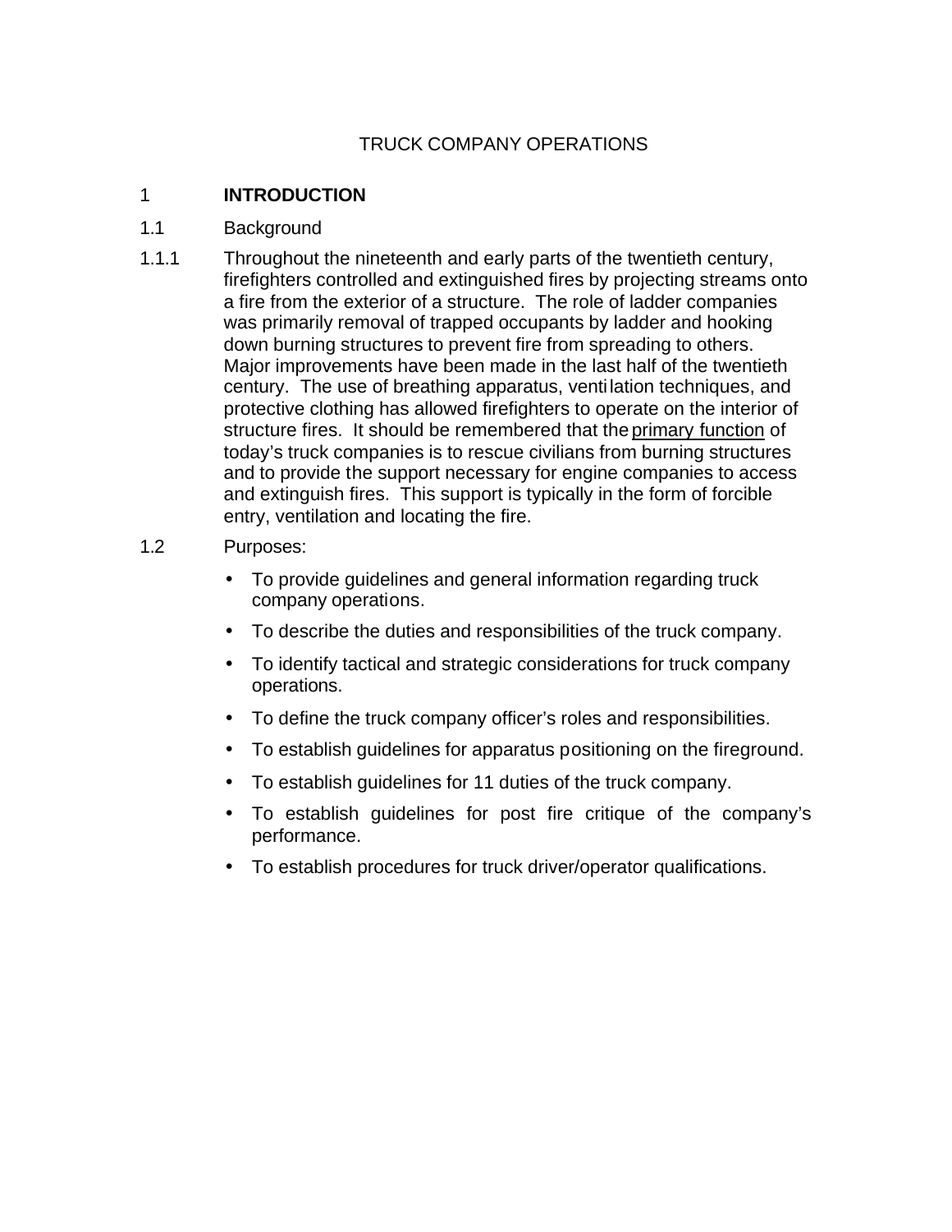# TRUCK COMPANY OPERATIONS

## 1 INTRODUCTION

### 1.1 Background

1.1.1 Throughout the nineteenth and early parts of the twentieth century, firefighters controlled and extinguished fires by projecting streams onto a fire from the exterior of a structure. The role of ladder companies was primarily removal of trapped occupants by ladder and hooking down burning structures to prevent fire from spreading to others. Major improvements have been made in the last half of the twentieth century. The use of breathing apparatus, ventilation techniques, and protective clothing has allowed firefighters to operate on the interior of structure fires. It should be remembered that the primary function of today's truck companies is to rescue civilians from burning structures and to provide the support necessary for engine companies to access and extinguish fires. This support is typically in the form of forcible entry, ventilation and locating the fire.

### 1.2 Purposes:

- To provide guidelines and general information regarding truck company operations.
- To describe the duties and responsibilities of the truck company.
- To identify tactical and strategic considerations for truck company operations.
- To define the truck company officer's roles and responsibilities.
- To establish guidelines for apparatus positioning on the fireground.
- To establish guidelines for 11 duties of the truck company.
- To establish guidelines for post fire critique of the company's performance.
- To establish procedures for truck driver/operator qualifications.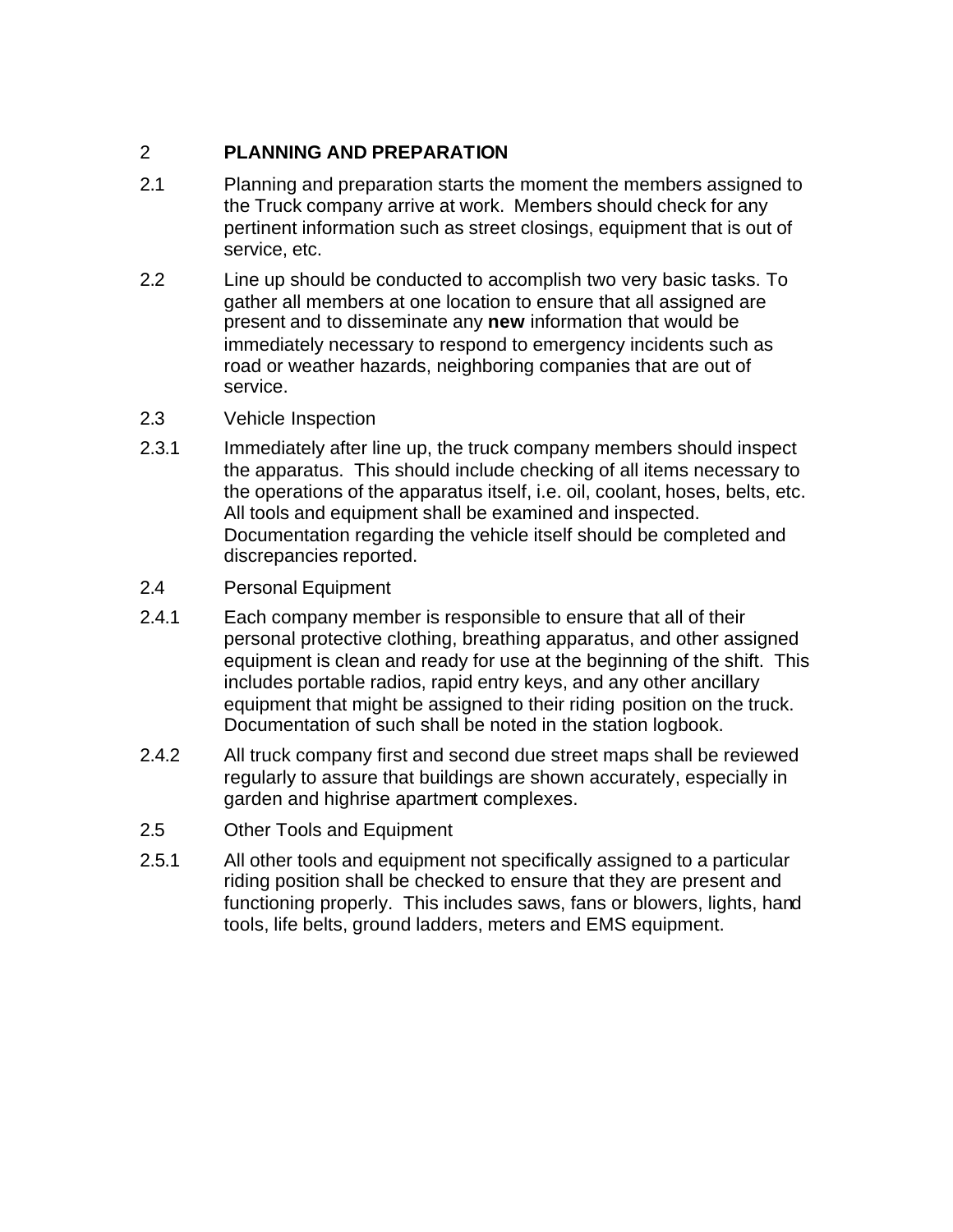## 2 PLANNING AND PREPARATION

2.1 Planning and preparation starts the moment the members assigned to the Truck company arrive at work. Members should check for any pertinent information such as street closings, equipment that is out of service, etc.

2.2 Line up should be conducted to accomplish two very basic tasks. To gather all members at one location to ensure that all assigned are present and to disseminate any **new** information that would be immediately necessary to respond to emergency incidents such as road or weather hazards, neighboring companies that are out of service.

2.3 Vehicle Inspection

2.3.1 Immediately after line up, the truck company members should inspect the apparatus. This should include checking of all items necessary to the operations of the apparatus itself, i.e. oil, coolant, hoses, belts, etc. All tools and equipment shall be examined and inspected. Documentation regarding the vehicle itself should be completed and discrepancies reported.

2.4 Personal Equipment

2.4.1 Each company member is responsible to ensure that all of their personal protective clothing, breathing apparatus, and other assigned equipment is clean and ready for use at the beginning of the shift. This includes portable radios, rapid entry keys, and any other ancillary equipment that might be assigned to their riding position on the truck. Documentation of such shall be noted in the station logbook.

2.4.2 All truck company first and second due street maps shall be reviewed regularly to assure that buildings are shown accurately, especially in garden and highrise apartment complexes.

2.5 Other Tools and Equipment

2.5.1 All other tools and equipment not specifically assigned to a particular riding position shall be checked to ensure that they are present and functioning properly. This includes saws, fans or blowers, lights, hand tools, life belts, ground ladders, meters and EMS equipment.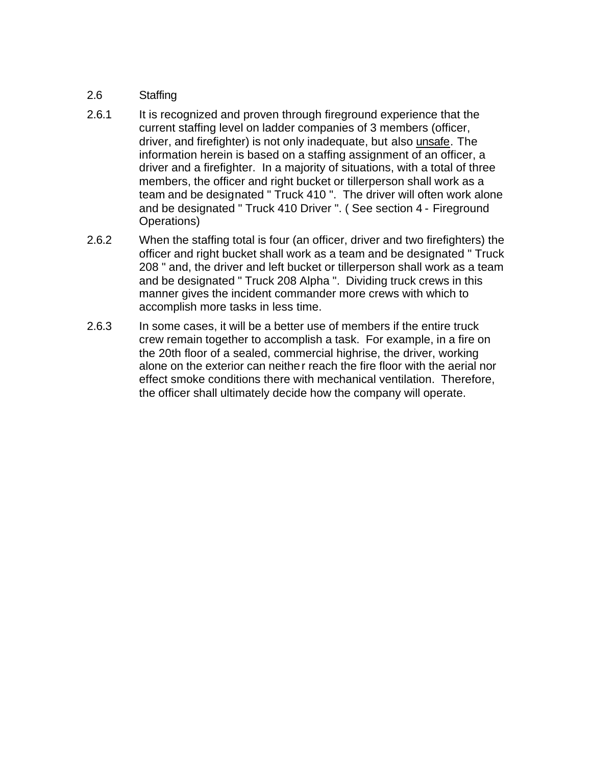## 2.6 Staffing

2.6.1 It is recognized and proven through fireground experience that the current staffing level on ladder companies of 3 members (officer, driver, and firefighter) is not only inadequate, but also <u>unsafe</u>. The information herein is based on a staffing assignment of an officer, a driver and a firefighter. In a majority of situations, with a total of three members, the officer and right bucket or tillerperson shall work as a team and be designated " Truck 410 ". The driver will often work alone and be designated " Truck 410 Driver ". ( See section 4 - Fireground Operations)

2.6.2 When the staffing total is four (an officer, driver and two firefighters) the officer and right bucket shall work as a team and be designated " Truck 208 " and, the driver and left bucket or tillerperson shall work as a team and be designated " Truck 208 Alpha ". Dividing truck crews in this manner gives the incident commander more crews with which to accomplish more tasks in less time.

2.6.3 In some cases, it will be a better use of members if the entire truck crew remain together to accomplish a task. For example, in a fire on the 20th floor of a sealed, commercial highrise, the driver, working alone on the exterior can neither reach the fire floor with the aerial nor effect smoke conditions there with mechanical ventilation. Therefore, the officer shall ultimately decide how the company will operate.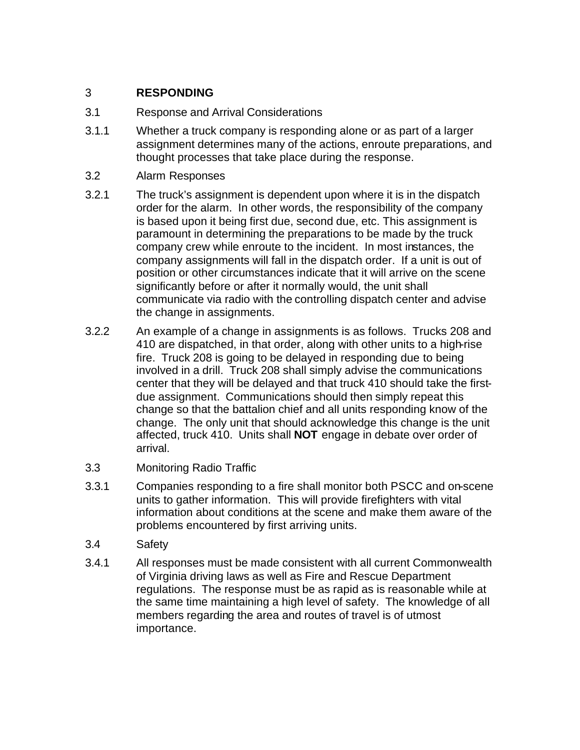# 3 **RESPONDING**

## 3.1 Response and Arrival Considerations

3.1.1 Whether a truck company is responding alone or as part of a larger assignment determines many of the actions, enroute preparations, and thought processes that take place during the response.

## 3.2 Alarm Responses

3.2.1 The truck's assignment is dependent upon where it is in the dispatch order for the alarm. In other words, the responsibility of the company is based upon it being first due, second due, etc. This assignment is paramount in determining the preparations to be made by the truck company crew while enroute to the incident. In most instances, the company assignments will fall in the dispatch order. If a unit is out of position or other circumstances indicate that it will arrive on the scene significantly before or after it normally would, the unit shall communicate via radio with the controlling dispatch center and advise the change in assignments.

3.2.2 An example of a change in assignments is as follows. Trucks 208 and 410 are dispatched, in that order, along with other units to a high-rise fire. Truck 208 is going to be delayed in responding due to being involved in a drill. Truck 208 shall simply advise the communications center that they will be delayed and that truck 410 should take the first-due assignment. Communications should then simply repeat this change so that the battalion chief and all units responding know of the change. The only unit that should acknowledge this change is the unit affected, truck 410. Units shall **NOT** engage in debate over order of arrival.

## 3.3 Monitoring Radio Traffic

3.3.1 Companies responding to a fire shall monitor both PSCC and on-scene units to gather information. This will provide firefighters with vital information about conditions at the scene and make them aware of the problems encountered by first arriving units.

## 3.4 Safety

3.4.1 All responses must be made consistent with all current Commonwealth of Virginia driving laws as well as Fire and Rescue Department regulations. The response must be as rapid as is reasonable while at the same time maintaining a high level of safety. The knowledge of all members regarding the area and routes of travel is of utmost importance.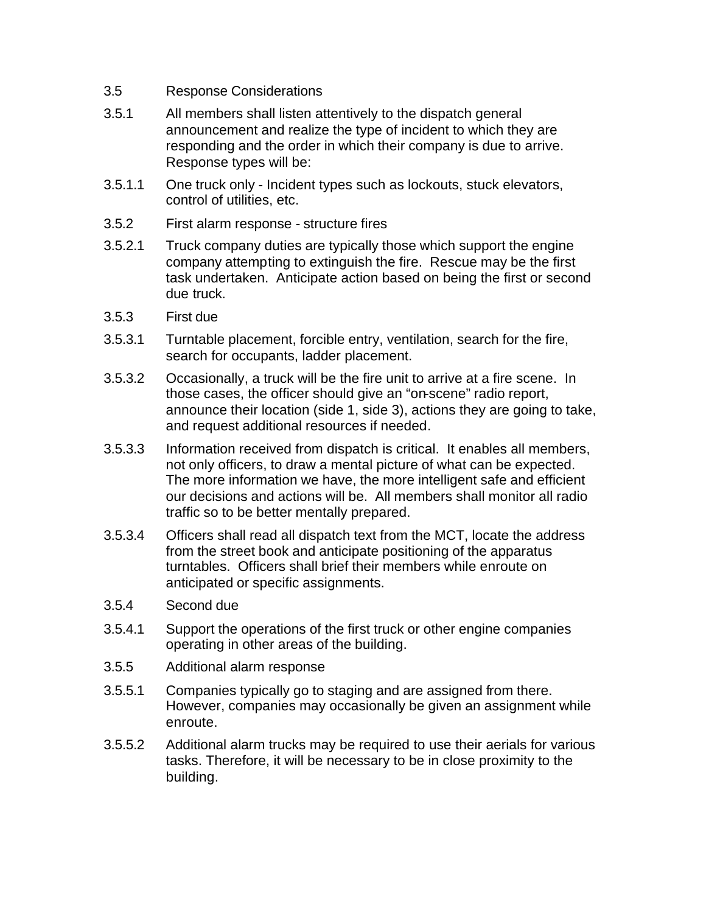3.5 Response Considerations

3.5.1 All members shall listen attentively to the dispatch general announcement and realize the type of incident to which they are responding and the order in which their company is due to arrive. Response types will be:

3.5.1.1 One truck only - Incident types such as lockouts, stuck elevators, control of utilities, etc.

3.5.2 First alarm response - structure fires

3.5.2.1 Truck company duties are typically those which support the engine company attempting to extinguish the fire. Rescue may be the first task undertaken. Anticipate action based on being the first or second due truck.

3.5.3 First due

3.5.3.1 Turntable placement, forcible entry, ventilation, search for the fire, search for occupants, ladder placement.

3.5.3.2 Occasionally, a truck will be the fire unit to arrive at a fire scene. In those cases, the officer should give an "on-scene" radio report, announce their location (side 1, side 3), actions they are going to take, and request additional resources if needed.

3.5.3.3 Information received from dispatch is critical. It enables all members, not only officers, to draw a mental picture of what can be expected. The more information we have, the more intelligent safe and efficient our decisions and actions will be. All members shall monitor all radio traffic so to be better mentally prepared.

3.5.3.4 Officers shall read all dispatch text from the MCT, locate the address from the street book and anticipate positioning of the apparatus turntables. Officers shall brief their members while enroute on anticipated or specific assignments.

3.5.4 Second due

3.5.4.1 Support the operations of the first truck or other engine companies operating in other areas of the building.

3.5.5 Additional alarm response

3.5.5.1 Companies typically go to staging and are assigned from there. However, companies may occasionally be given an assignment while enroute.

3.5.5.2 Additional alarm trucks may be required to use their aerials for various tasks. Therefore, it will be necessary to be in close proximity to the building.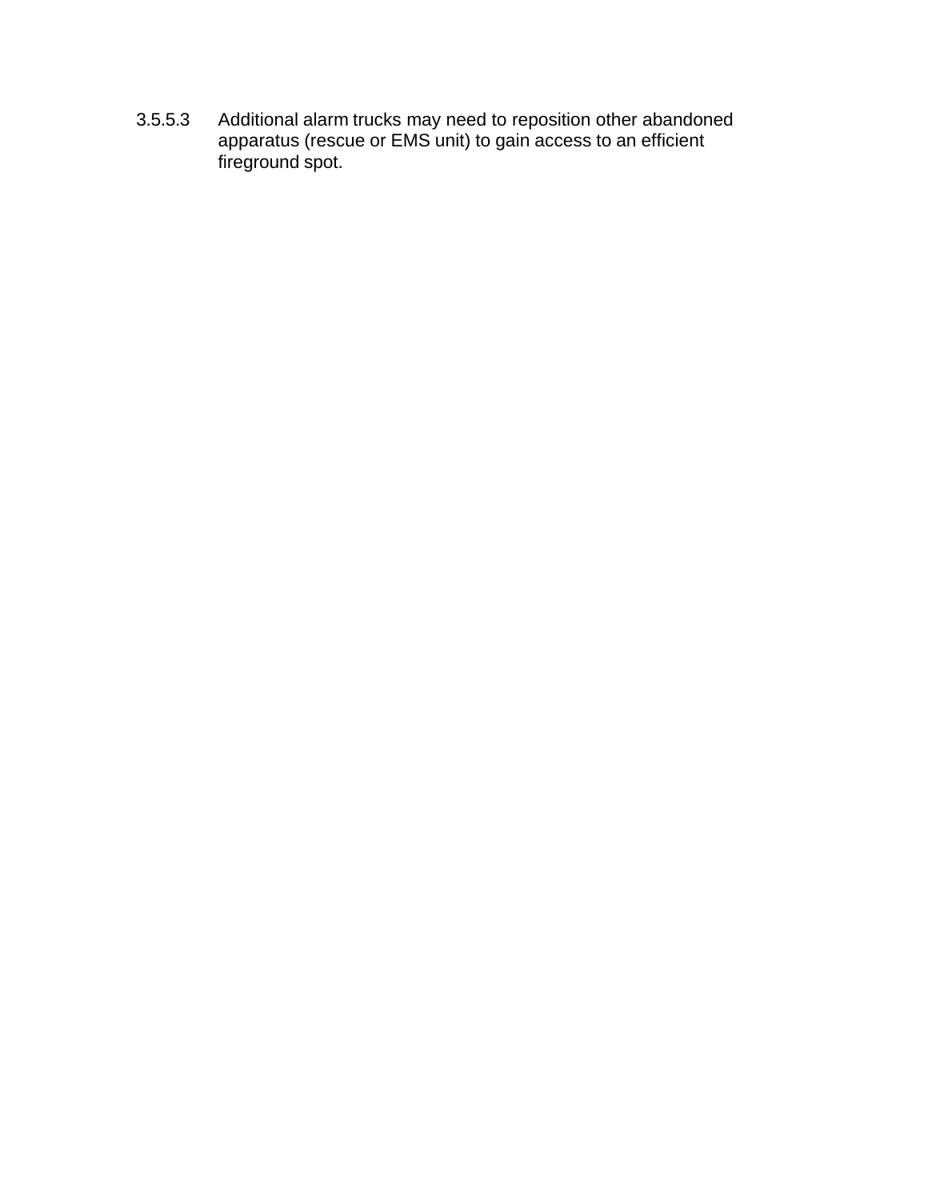3.5.5.3 Additional alarm trucks may need to reposition other abandoned apparatus (rescue or EMS unit) to gain access to an efficient fireground spot.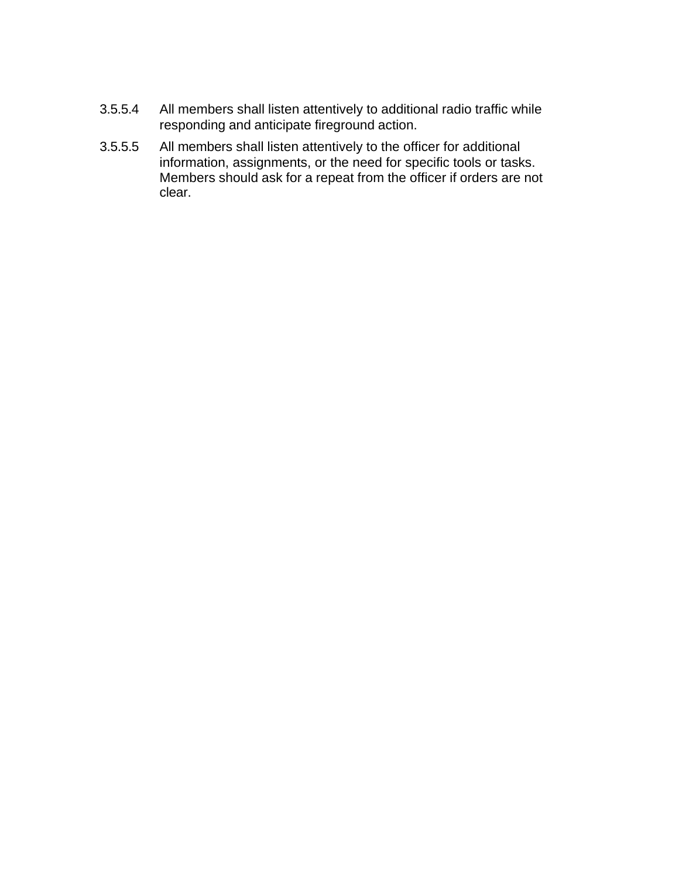3.5.5.4 All members shall listen attentively to additional radio traffic while responding and anticipate fireground action.

3.5.5.5 All members shall listen attentively to the officer for additional information, assignments, or the need for specific tools or tasks. Members should ask for a repeat from the officer if orders are not clear.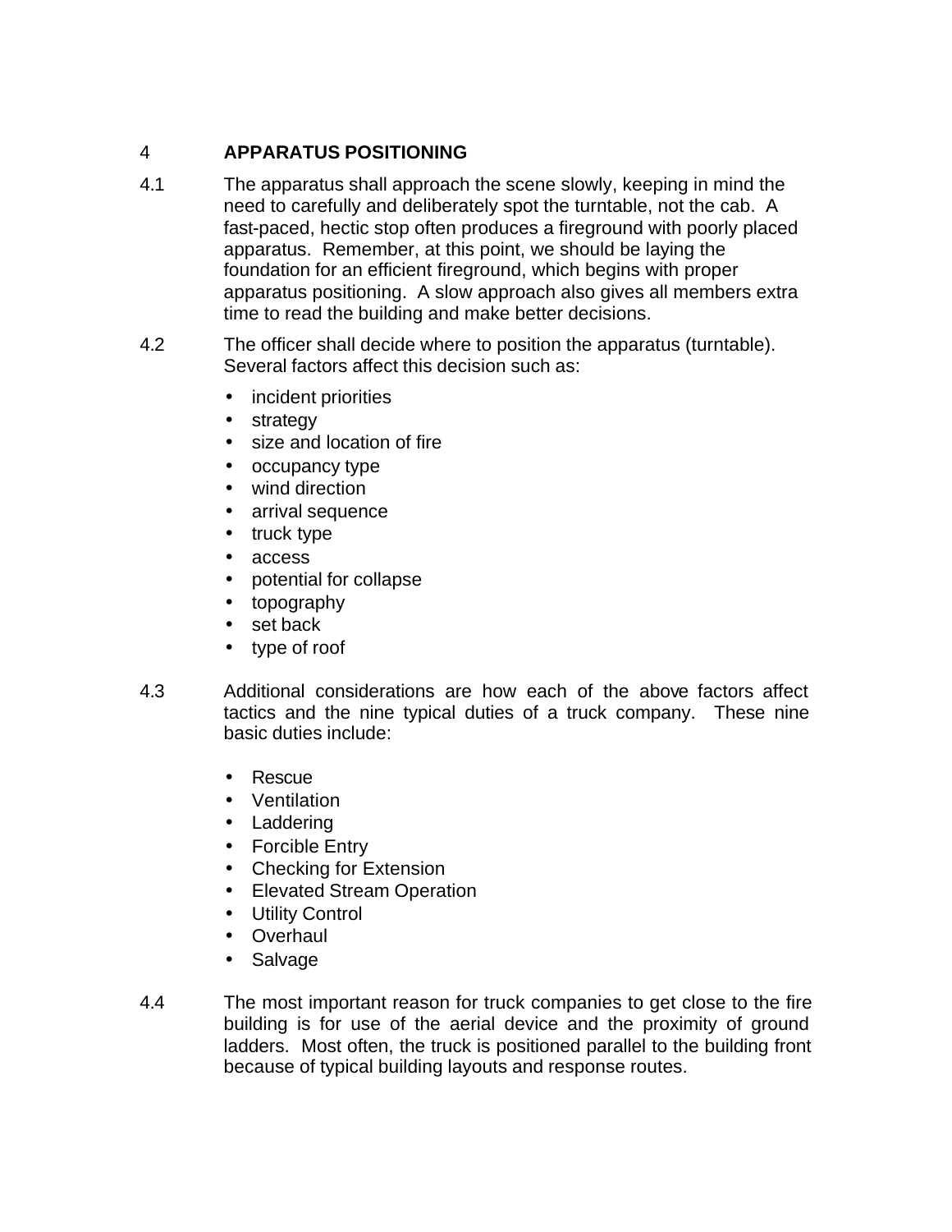# 4 APPARATUS POSITIONING

4.1 The apparatus shall approach the scene slowly, keeping in mind the need to carefully and deliberately spot the turntable, not the cab. A fast-paced, hectic stop often produces a fireground with poorly placed apparatus. Remember, at this point, we should be laying the foundation for an efficient fireground, which begins with proper apparatus positioning. A slow approach also gives all members extra time to read the building and make better decisions.

4.2 The officer shall decide where to position the apparatus (turntable). Several factors affect this decision such as:

- incident priorities
- strategy
- size and location of fire
- occupancy type
- wind direction
- arrival sequence
- truck type
- access
- potential for collapse
- topography
- set back
- type of roof

4.3 Additional considerations are how each of the above factors affect tactics and the nine typical duties of a truck company. These nine basic duties include:

- Rescue
- Ventilation
- Laddering
- Forcible Entry
- Checking for Extension
- Elevated Stream Operation
- Utility Control
- Overhaul
- Salvage

4.4 The most important reason for truck companies to get close to the fire building is for use of the aerial device and the proximity of ground ladders. Most often, the truck is positioned parallel to the building front because of typical building layouts and response routes.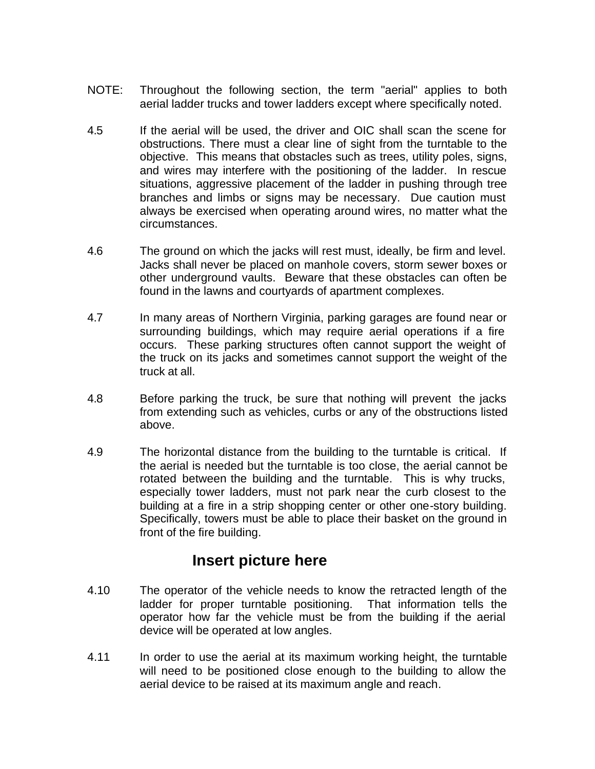NOTE: Throughout the following section, the term "aerial" applies to both aerial ladder trucks and tower ladders except where specifically noted.

4.5 If the aerial will be used, the driver and OIC shall scan the scene for obstructions. There must a clear line of sight from the turntable to the objective. This means that obstacles such as trees, utility poles, signs, and wires may interfere with the positioning of the ladder. In rescue situations, aggressive placement of the ladder in pushing through tree branches and limbs or signs may be necessary. Due caution must always be exercised when operating around wires, no matter what the circumstances.

4.6 The ground on which the jacks will rest must, ideally, be firm and level. Jacks shall never be placed on manhole covers, storm sewer boxes or other underground vaults. Beware that these obstacles can often be found in the lawns and courtyards of apartment complexes.

4.7 In many areas of Northern Virginia, parking garages are found near or surrounding buildings, which may require aerial operations if a fire occurs. These parking structures often cannot support the weight of the truck on its jacks and sometimes cannot support the weight of the truck at all.

4.8 Before parking the truck, be sure that nothing will prevent the jacks from extending such as vehicles, curbs or any of the obstructions listed above.

4.9 The horizontal distance from the building to the turntable is critical. If the aerial is needed but the turntable is too close, the aerial cannot be rotated between the building and the turntable. This is why trucks, especially tower ladders, must not park near the curb closest to the building at a fire in a strip shopping center or other one-story building. Specifically, towers must be able to place their basket on the ground in front of the fire building.

**Insert picture here**

4.10 The operator of the vehicle needs to know the retracted length of the ladder for proper turntable positioning. That information tells the operator how far the vehicle must be from the building if the aerial device will be operated at low angles.

4.11 In order to use the aerial at its maximum working height, the turntable will need to be positioned close enough to the building to allow the aerial device to be raised at its maximum angle and reach.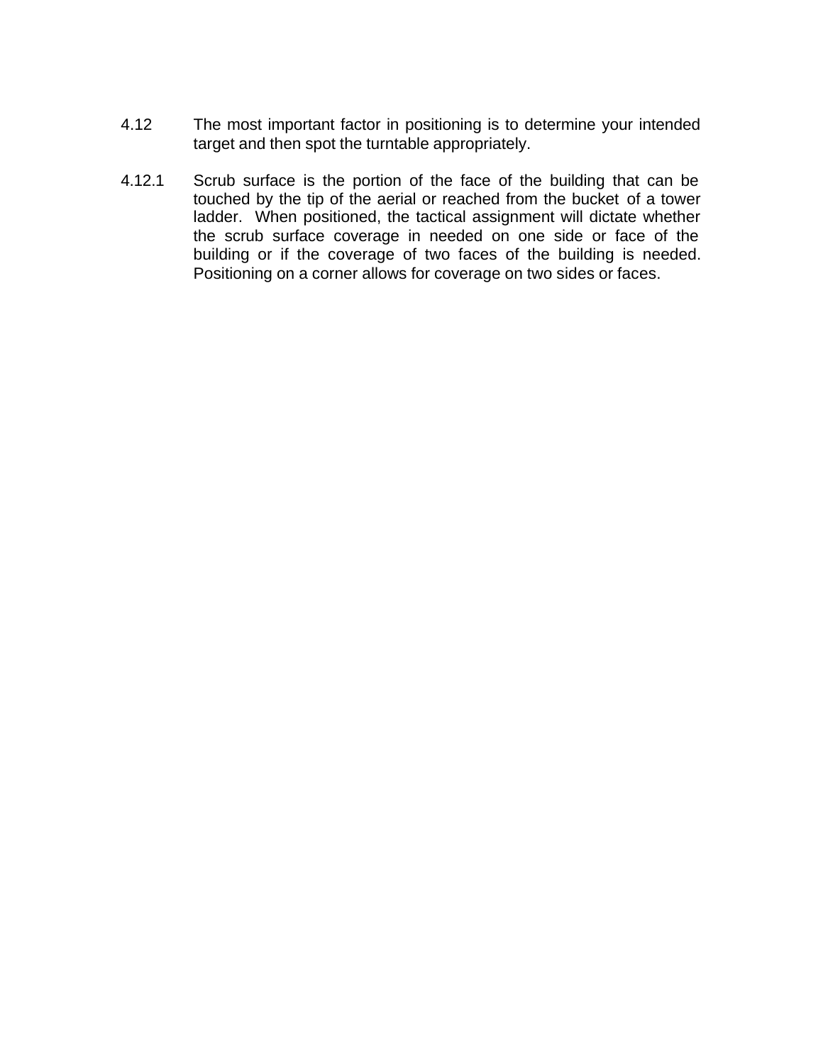4.12 The most important factor in positioning is to determine your intended target and then spot the turntable appropriately.

4.12.1 Scrub surface is the portion of the face of the building that can be touched by the tip of the aerial or reached from the bucket of a tower ladder. When positioned, the tactical assignment will dictate whether the scrub surface coverage in needed on one side or face of the building or if the coverage of two faces of the building is needed. Positioning on a corner allows for coverage on two sides or faces.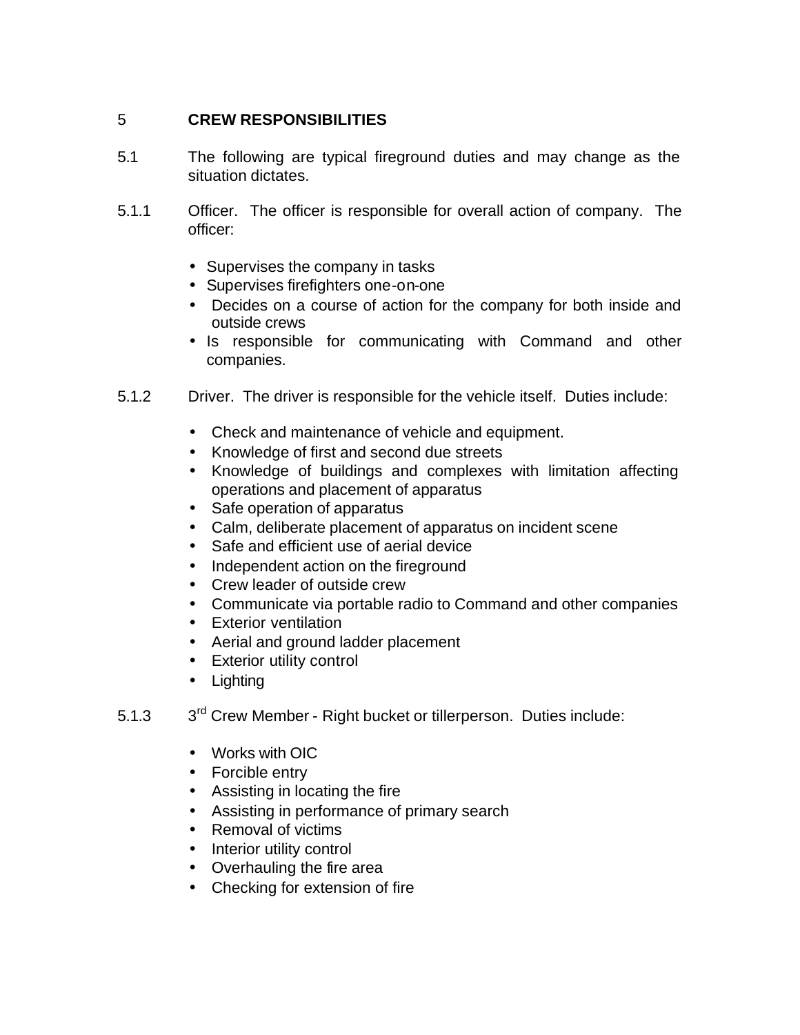## 5 CREW RESPONSIBILITIES

5.1 The following are typical fireground duties and may change as the situation dictates.

5.1.1 Officer. The officer is responsible for overall action of company. The officer:

- Supervises the company in tasks
- Supervises firefighters one-on-one
- Decides on a course of action for the company for both inside and outside crews
- Is responsible for communicating with Command and other companies.

5.1.2 Driver. The driver is responsible for the vehicle itself. Duties include:

- Check and maintenance of vehicle and equipment.
- Knowledge of first and second due streets
- Knowledge of buildings and complexes with limitation affecting operations and placement of apparatus
- Safe operation of apparatus
- Calm, deliberate placement of apparatus on incident scene
- Safe and efficient use of aerial device
- Independent action on the fireground
- Crew leader of outside crew
- Communicate via portable radio to Command and other companies
- Exterior ventilation
- Aerial and ground ladder placement
- Exterior utility control
- Lighting

5.1.3 3rd Crew Member - Right bucket or tillerperson. Duties include:

- Works with OIC
- Forcible entry
- Assisting in locating the fire
- Assisting in performance of primary search
- Removal of victims
- Interior utility control
- Overhauling the fire area
- Checking for extension of fire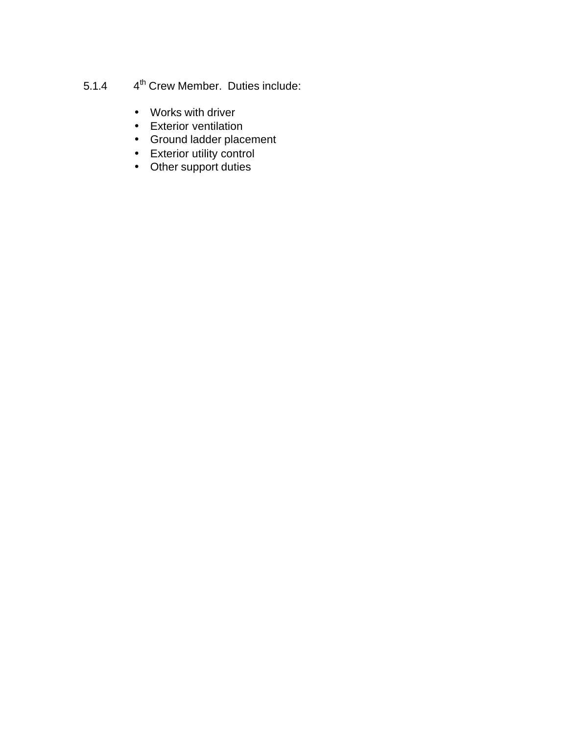5.1.4 4th Crew Member. Duties include:

- Works with driver
- Exterior ventilation
- Ground ladder placement
- Exterior utility control
- Other support duties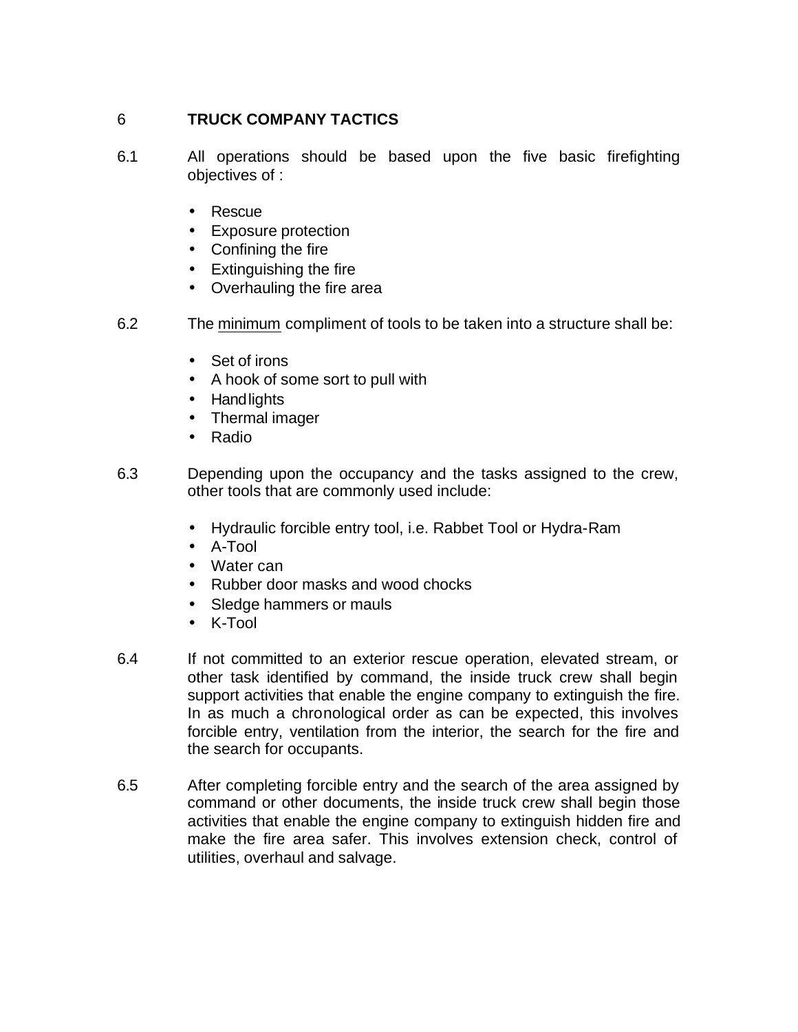## 6 TRUCK COMPANY TACTICS

6.1 All operations should be based upon the five basic firefighting objectives of :

- Rescue
- Exposure protection
- Confining the fire
- Extinguishing the fire
- Overhauling the fire area

6.2 The minimum compliment of tools to be taken into a structure shall be:

- Set of irons
- A hook of some sort to pull with
- Hand lights
- Thermal imager
- Radio

6.3 Depending upon the occupancy and the tasks assigned to the crew, other tools that are commonly used include:

- Hydraulic forcible entry tool, i.e. Rabbet Tool or Hydra-Ram
- A-Tool
- Water can
- Rubber door masks and wood chocks
- Sledge hammers or mauls
- K-Tool

6.4 If not committed to an exterior rescue operation, elevated stream, or other task identified by command, the inside truck crew shall begin support activities that enable the engine company to extinguish the fire. In as much a chronological order as can be expected, this involves forcible entry, ventilation from the interior, the search for the fire and the search for occupants.

6.5 After completing forcible entry and the search of the area assigned by command or other documents, the inside truck crew shall begin those activities that enable the engine company to extinguish hidden fire and make the fire area safer. This involves extension check, control of utilities, overhaul and salvage.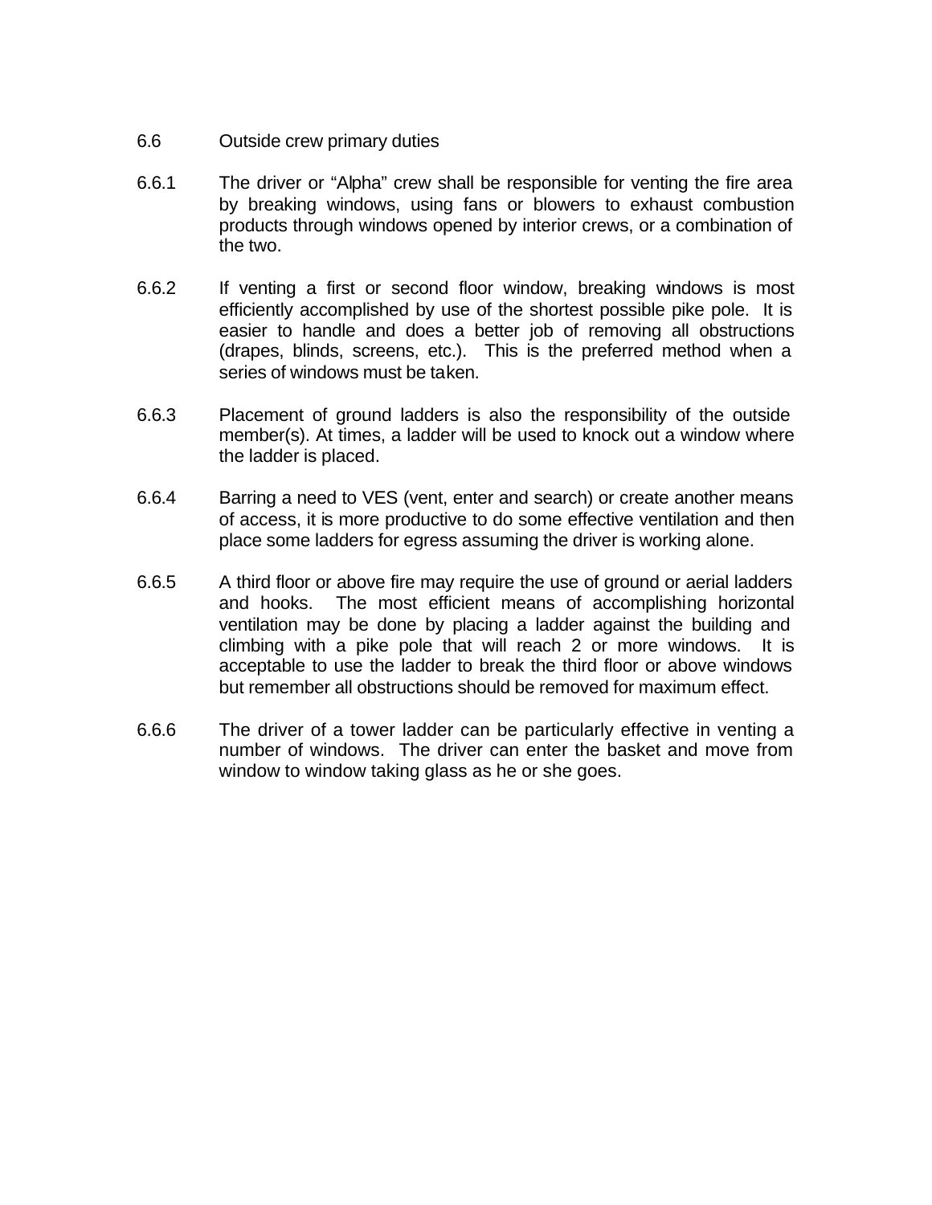## 6.6 Outside crew primary duties

6.6.1 The driver or "Alpha" crew shall be responsible for venting the fire area by breaking windows, using fans or blowers to exhaust combustion products through windows opened by interior crews, or a combination of the two.

6.6.2 If venting a first or second floor window, breaking windows is most efficiently accomplished by use of the shortest possible pike pole. It is easier to handle and does a better job of removing all obstructions (drapes, blinds, screens, etc.). This is the preferred method when a series of windows must be taken.

6.6.3 Placement of ground ladders is also the responsibility of the outside member(s). At times, a ladder will be used to knock out a window where the ladder is placed.

6.6.4 Barring a need to VES (vent, enter and search) or create another means of access, it is more productive to do some effective ventilation and then place some ladders for egress assuming the driver is working alone.

6.6.5 A third floor or above fire may require the use of ground or aerial ladders and hooks. The most efficient means of accomplishing horizontal ventilation may be done by placing a ladder against the building and climbing with a pike pole that will reach 2 or more windows. It is acceptable to use the ladder to break the third floor or above windows but remember all obstructions should be removed for maximum effect.

6.6.6 The driver of a tower ladder can be particularly effective in venting a number of windows. The driver can enter the basket and move from window to window taking glass as he or she goes.